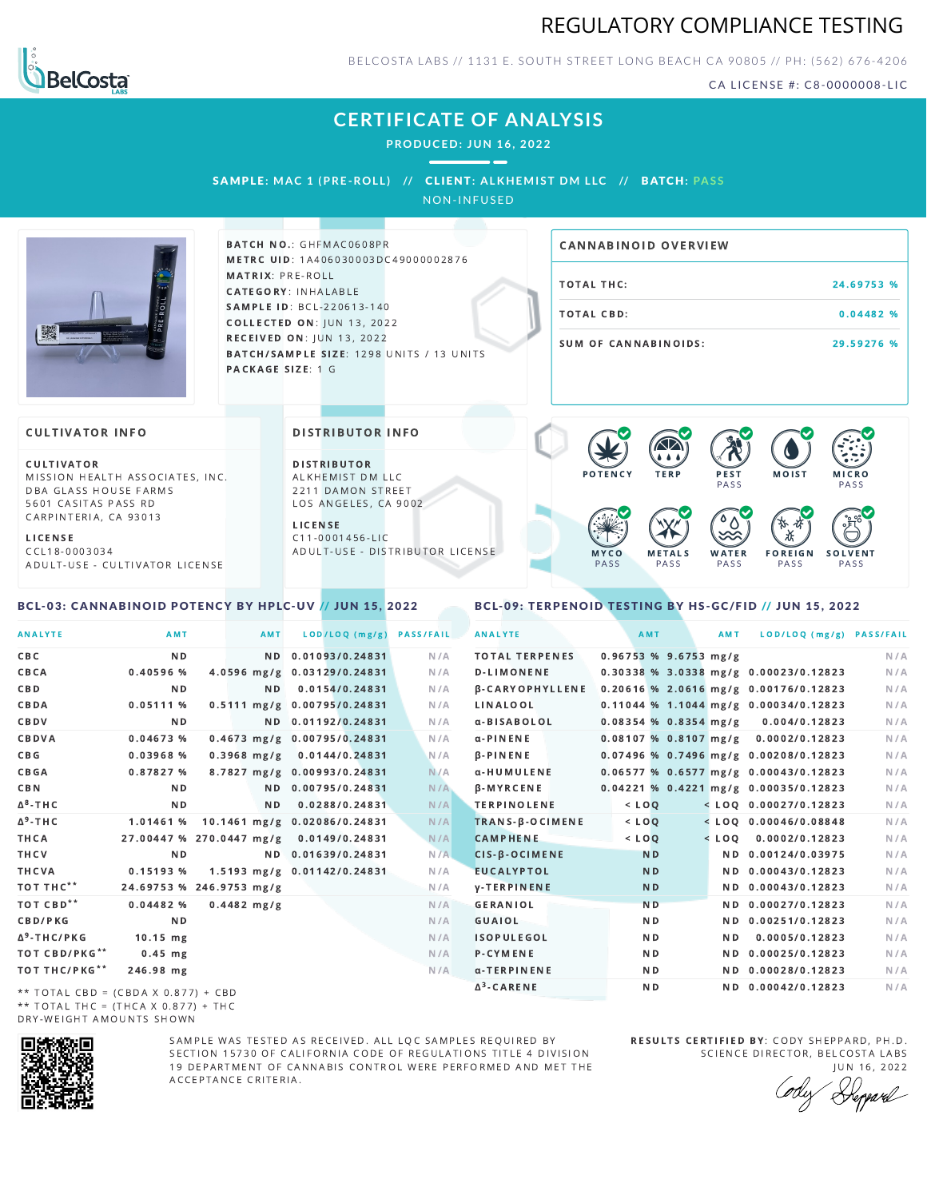# REGULATORY COMPLIANCE TESTING

BELCOSTA LABS // 1131 E. SOUTH STREET LONG BEACH CA 90805 // PH: (562) 676-4206

CA LICENSE #: C8-0000008-LIC

## CERTIFICATE OF ANALYSIS

**PRODUCED: JUN 16, 2022**

**SAMPLE:** MAC 1 (PRE-ROLL) // **CLIENT:** ALKHEMIST DM LLC // **BATCH:** PASS

NON-INFUSED

**BATCH NO.:** GHFMAC0608PR
**METRC UID:** 1A406030003DC49000002876
**MATRIX:** PRE-ROLL
**CATEGORY:** INHALABLE
**SAMPLE ID:** BCL-220613-140
**COLLECTED ON:** JUN 13, 2022
**RECEIVED ON:** JUN 13, 2022
**BATCH/SAMPLE SIZE:** 1298 UNITS / 13 UNITS
**PACKAGE SIZE:** 1 G

### CANNABINOID OVERVIEW

| | |
|---|---|
| TOTAL THC: | 24.69753 % |
| TOTAL CBD: | 0.04482 % |
| SUM OF CANNABINOIDS: | 29.59276 % |

### CULTIVATOR INFO

**CULTIVATOR**
MISSION HEALTH ASSOCIATES, INC.
DBA GLASS HOUSE FARMS
5601 CASITAS PASS RD
CARPINTERIA, CA 93013

**LICENSE**
CCL18-0003034
ADULT-USE - CULTIVATOR LICENSE

### DISTRIBUTOR INFO

**DISTRIBUTOR**
ALKHEMIST DM LLC
2211 DAMON STREET
LOS ANGELES, CA 9002

**LICENSE**
C11-0001456-LIC
ADULT-USE - DISTRIBUTOR LICENSE

POTENCY | TERP | PEST PASS | MOIST | MICRO PASS | MYCO PASS | METALS PASS | WATER PASS | FOREIGN PASS | SOLVENT PASS

### BCL-03: CANNABINOID POTENCY BY HPLC-UV // JUN 15, 2022

| ANALYTE | AMT | AMT | LOD/LOQ (mg/g) | PASS/FAIL |
|---|---|---|---|---|
| CBC | ND | ND | 0.01093/0.24831 | N/A |
| CBCA | 0.40596 % | 4.0596 mg/g | 0.03129/0.24831 | N/A |
| CBD | ND | ND | 0.0154/0.24831 | N/A |
| CBDA | 0.05111 % | 0.5111 mg/g | 0.00795/0.24831 | N/A |
| CBDV | ND | ND | 0.01192/0.24831 | N/A |
| CBDVA | 0.04673 % | 0.4673 mg/g | 0.00795/0.24831 | N/A |
| CBG | 0.03968 % | 0.3968 mg/g | 0.0144/0.24831 | N/A |
| CBGA | 0.87827 % | 8.7827 mg/g | 0.00993/0.24831 | N/A |
| CBN | ND | ND | 0.00795/0.24831 | N/A |
| $\Delta^8$-THC | ND | ND | 0.0288/0.24831 | N/A |
| $\Delta^9$-THC | 1.01461 % | 10.1461 mg/g | 0.02086/0.24831 | N/A |
| THCA | 27.00447 % | 270.0447 mg/g | 0.0149/0.24831 | N/A |
| THCV | ND | ND | 0.01639/0.24831 | N/A |
| THCVA | 0.15193 % | 1.5193 mg/g | 0.01142/0.24831 | N/A |
| TOT THC** | 24.69753 % | 246.9753 mg/g | | N/A |
| TOT CBD** | 0.04482 % | 0.4482 mg/g | | N/A |
| CBD/PKG | ND | | | N/A |
| $\Delta^9$-THC/PKG | 10.15 mg | | | N/A |
| TOT CBD/PKG** | 0.45 mg | | | N/A |
| TOT THC/PKG** | 246.98 mg | | | N/A |

** TOTAL CBD = (CBDA X 0.877) + CBD
** TOTAL THC = (THCA X 0.877) + THC
DRY-WEIGHT AMOUNTS SHOWN

### BCL-09: TERPENOID TESTING BY HS-GC/FID // JUN 15, 2022

| ANALYTE | AMT | AMT | LOD/LOQ (mg/g) | PASS/FAIL |
|---|---|---|---|---|
| TOTAL TERPENES | 0.96753 % | 9.6753 mg/g | | N/A |
| D-LIMONENE | 0.30338 % | 3.0338 mg/g | 0.00023/0.12823 | N/A |
| β-CARYOPHYLLENE | 0.20616 % | 2.0616 mg/g | 0.00176/0.12823 | N/A |
| LINALOOL | 0.11044 % | 1.1044 mg/g | 0.00034/0.12823 | N/A |
| α-BISABOLOL | 0.08354 % | 0.8354 mg/g | 0.004/0.12823 | N/A |
| α-PINENE | 0.08107 % | 0.8107 mg/g | 0.0002/0.12823 | N/A |
| β-PINENE | 0.07496 % | 0.7496 mg/g | 0.00208/0.12823 | N/A |
| α-HUMULENE | 0.06577 % | 0.6577 mg/g | 0.00043/0.12823 | N/A |
| β-MYRCENE | 0.04221 % | 0.4221 mg/g | 0.00035/0.12823 | N/A |
| TERPINOLENE | < LOQ | < LOQ | 0.00027/0.12823 | N/A |
| TRANS-β-OCIMENE | < LOQ | < LOQ | 0.00046/0.08848 | N/A |
| CAMPHENE | < LOQ | < LOQ | 0.0002/0.12823 | N/A |
| CIS-β-OCIMENE | ND | ND | 0.00124/0.03975 | N/A |
| EUCALYPTOL | ND | ND | 0.00043/0.12823 | N/A |
| γ-TERPINENE | ND | ND | 0.00043/0.12823 | N/A |
| GERANIOL | ND | ND | 0.00027/0.12823 | N/A |
| GUAIOL | ND | ND | 0.00251/0.12823 | N/A |
| ISOPULEGOL | ND | ND | 0.0005/0.12823 | N/A |
| P-CYMENE | ND | ND | 0.00025/0.12823 | N/A |
| α-TERPINENE | ND | ND | 0.00028/0.12823 | N/A |
| $\Delta^3$-CARENE | ND | ND | 0.00042/0.12823 | N/A |

SAMPLE WAS TESTED AS RECEIVED. ALL LQC SAMPLES REQUIRED BY SECTION 15730 OF CALIFORNIA CODE OF REGULATIONS TITLE 4 DIVISION 19 DEPARTMENT OF CANNABIS CONTROL WERE PERFORMED AND MET THE ACCEPTANCE CRITERIA.

**RESULTS CERTIFIED BY:** CODY SHEPPARD, PH.D.
SCIENCE DIRECTOR, BELCOSTA LABS
JUN 16, 2022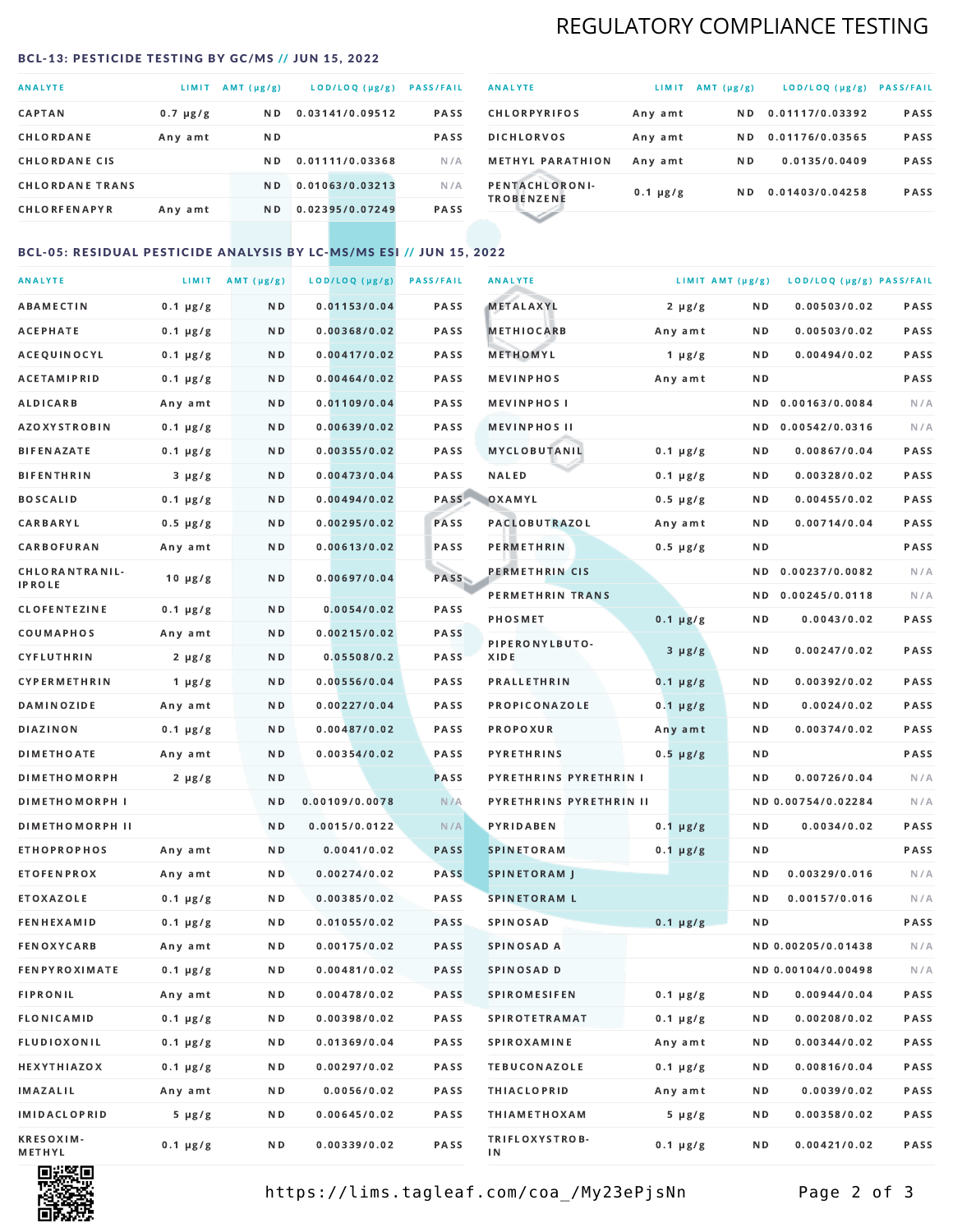## REGULATORY COMPLIANCE TESTING

### BCL-13: PESTICIDE TESTING BY GC/MS // JUN 15, 2022

| ANALYTE | LIMIT | AMT (μg/g) | LOD/LOQ (μg/g) | PASS/FAIL |
|---|---|---|---|---|
| CAPTAN | 0.7 μg/g | ND | 0.03141/0.09512 | PASS |
| CHLORDANE | Any amt | ND | | PASS |
| CHLORDANE CIS | | ND | 0.01111/0.03368 | N/A |
| CHLORDANE TRANS | | ND | 0.01063/0.03213 | N/A |
| CHLORFENAPYR | Any amt | ND | 0.02395/0.07249 | PASS |
| CHLORPYRIFOS | Any amt | ND | 0.01117/0.03392 | PASS |
| DICHLORVOS | Any amt | ND | 0.01176/0.03565 | PASS |
| METHYL PARATHION | Any amt | ND | 0.0135/0.0409 | PASS |
| PENTACHLORONITROBENZENE | 0.1 μg/g | ND | 0.01403/0.04258 | PASS |

### BCL-05: RESIDUAL PESTICIDE ANALYSIS BY LC-MS/MS ESI // JUN 15, 2022

| ANALYTE | LIMIT | AMT (μg/g) | LOD/LOQ (μg/g) | PASS/FAIL |
|---|---|---|---|---|
| ABAMECTIN | 0.1 μg/g | ND | 0.01153/0.04 | PASS |
| ACEPHATE | 0.1 μg/g | ND | 0.00368/0.02 | PASS |
| ACEQUINOCYL | 0.1 μg/g | ND | 0.00417/0.02 | PASS |
| ACETAMIPRID | 0.1 μg/g | ND | 0.00464/0.02 | PASS |
| ALDICARB | Any amt | ND | 0.01109/0.04 | PASS |
| AZOXYSTROBIN | 0.1 μg/g | ND | 0.00639/0.02 | PASS |
| BIFENAZATE | 0.1 μg/g | ND | 0.00355/0.02 | PASS |
| BIFENTHRIN | 3 μg/g | ND | 0.00473/0.04 | PASS |
| BOSCALID | 0.1 μg/g | ND | 0.00494/0.02 | PASS |
| CARBARYL | 0.5 μg/g | ND | 0.00295/0.02 | PASS |
| CARBOFURAN | Any amt | ND | 0.00613/0.02 | PASS |
| CHLORANTRANILIPROLE | 10 μg/g | ND | 0.00697/0.04 | PASS |
| CLOFENTEZINE | 0.1 μg/g | ND | 0.0054/0.02 | PASS |
| COUMAPHOS | Any amt | ND | 0.00215/0.02 | PASS |
| CYFLUTHRIN | 2 μg/g | ND | 0.05508/0.2 | PASS |
| CYPERMETHRIN | 1 μg/g | ND | 0.00556/0.04 | PASS |
| DAMINOZIDE | Any amt | ND | 0.00227/0.04 | PASS |
| DIAZINON | 0.1 μg/g | ND | 0.00487/0.02 | PASS |
| DIMETHOATE | Any amt | ND | 0.00354/0.02 | PASS |
| DIMETHOMORPH | 2 μg/g | ND | | PASS |
| DIMETHOMORPH I | | ND | 0.00109/0.0078 | N/A |
| DIMETHOMORPH II | | ND | 0.0015/0.0122 | N/A |
| ETHOPROPHOS | Any amt | ND | 0.0041/0.02 | PASS |
| ETOFENPROX | Any amt | ND | 0.00274/0.02 | PASS |
| ETOXAZOLE | 0.1 μg/g | ND | 0.00385/0.02 | PASS |
| FENHEXAMID | 0.1 μg/g | ND | 0.01055/0.02 | PASS |
| FENOXYCARB | Any amt | ND | 0.00175/0.02 | PASS |
| FENPYROXIMATE | 0.1 μg/g | ND | 0.00481/0.02 | PASS |
| FIPRONIL | Any amt | ND | 0.00478/0.02 | PASS |
| FLONICAMID | 0.1 μg/g | ND | 0.00398/0.02 | PASS |
| FLUDIOXONIL | 0.1 μg/g | ND | 0.01369/0.04 | PASS |
| HEXYTHIAZOX | 0.1 μg/g | ND | 0.00297/0.02 | PASS |
| IMAZALIL | Any amt | ND | 0.0056/0.02 | PASS |
| IMIDACLOPRID | 5 μg/g | ND | 0.00645/0.02 | PASS |
| KRESOXIM-METHYL | 0.1 μg/g | ND | 0.00339/0.02 | PASS |
| METALAXYL | 2 μg/g | ND | 0.00503/0.02 | PASS |
| METHIOCARB | Any amt | ND | 0.00503/0.02 | PASS |
| METHOMYL | 1 μg/g | ND | 0.00494/0.02 | PASS |
| MEVINPHOS | Any amt | ND | | PASS |
| MEVINPHOS I | | ND | 0.00163/0.0084 | N/A |
| MEVINPHOS II | | ND | 0.00542/0.0316 | N/A |
| MYCLOBUTANIL | 0.1 μg/g | ND | 0.00867/0.04 | PASS |
| NALED | 0.1 μg/g | ND | 0.00328/0.02 | PASS |
| OXAMYL | 0.5 μg/g | ND | 0.00455/0.02 | PASS |
| PACLOBUTRAZOL | Any amt | ND | 0.00714/0.04 | PASS |
| PERMETHRIN | 0.5 μg/g | ND | | PASS |
| PERMETHRIN CIS | | ND | 0.00237/0.0082 | N/A |
| PERMETHRIN TRANS | | ND | 0.00245/0.0118 | N/A |
| PHOSMET | 0.1 μg/g | ND | 0.0043/0.02 | PASS |
| PIPERONYLBUTOXIDE | 3 μg/g | ND | 0.00247/0.02 | PASS |
| PRALLETHRIN | 0.1 μg/g | ND | 0.00392/0.02 | PASS |
| PROPICONAZOLE | 0.1 μg/g | ND | 0.0024/0.02 | PASS |
| PROPOXUR | Any amt | ND | 0.00374/0.02 | PASS |
| PYRETHRINS | 0.5 μg/g | ND | | PASS |
| PYRETHRINS PYRETHRIN I | | ND | 0.00726/0.04 | N/A |
| PYRETHRINS PYRETHRIN II | | ND | 0.00754/0.02284 | N/A |
| PYRIDABEN | 0.1 μg/g | ND | 0.0034/0.02 | PASS |
| SPINETORAM | 0.1 μg/g | ND | | PASS |
| SPINETORAM J | | ND | 0.00329/0.016 | N/A |
| SPINETORAM L | | ND | 0.00157/0.016 | N/A |
| SPINOSAD | 0.1 μg/g | ND | | PASS |
| SPINOSAD A | | ND | 0.00205/0.01438 | N/A |
| SPINOSAD D | | ND | 0.00104/0.00498 | N/A |
| SPIROMESIFEN | 0.1 μg/g | ND | 0.00944/0.04 | PASS |
| SPIROTETRAMAT | 0.1 μg/g | ND | 0.00208/0.02 | PASS |
| SPIROXAMINE | Any amt | ND | 0.00344/0.02 | PASS |
| TEBUCONAZOLE | 0.1 μg/g | ND | 0.00816/0.04 | PASS |
| THIACLOPRID | Any amt | ND | 0.0039/0.02 | PASS |
| THIAMETHOXAM | 5 μg/g | ND | 0.00358/0.02 | PASS |
| TRIFLOXYSTROBIN | 0.1 μg/g | ND | 0.00421/0.02 | PASS |

https://lims.tagleaf.com/coa_/My23ePjsNn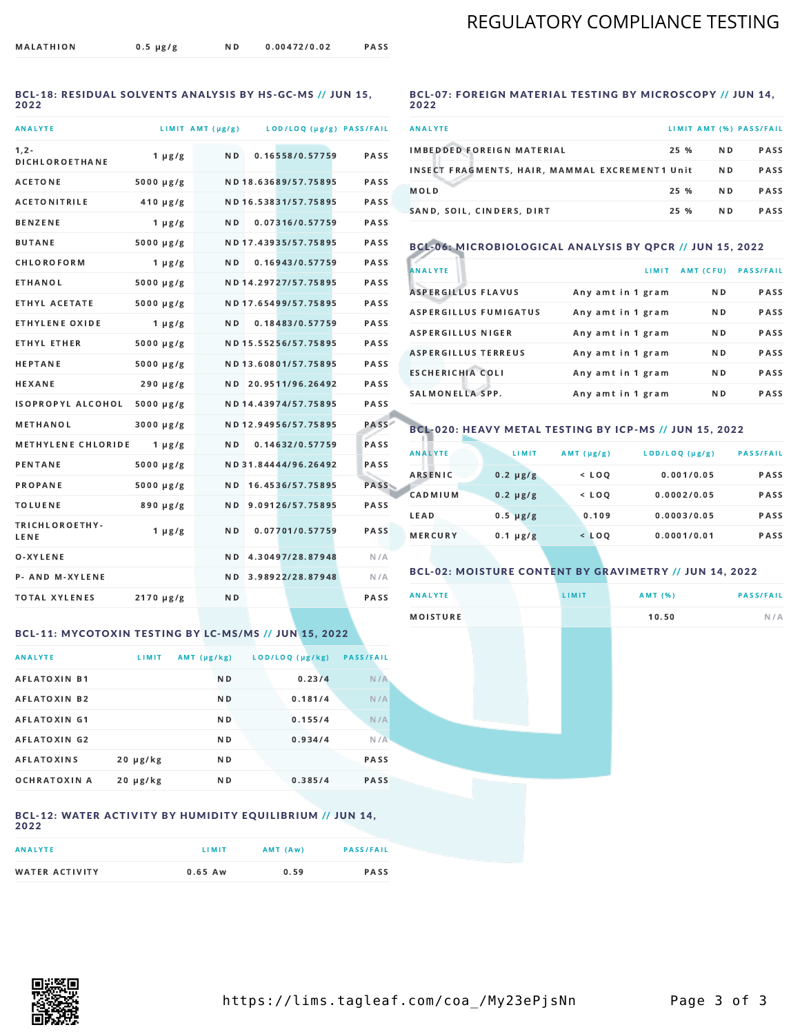# REGULATORY COMPLIANCE TESTING

| | | | | |
|---|---|---|---|---|
| MALATHION | 0.5 µg/g | ND | 0.00472/0.02 | PASS |

## BCL-18: RESIDUAL SOLVENTS ANALYSIS BY HS-GC-MS // JUN 15, 2022

| ANALYTE | LIMIT | AMT (µg/g) | LOD/LOQ (µg/g) | PASS/FAIL |
|---|---|---|---|---|
| 1,2-DICHLOROETHANE | 1 µg/g | ND | 0.16558/0.57759 | PASS |
| ACETONE | 5000 µg/g | ND | 18.63689/57.75895 | PASS |
| ACETONITRILE | 410 µg/g | ND | 16.53831/57.75895 | PASS |
| BENZENE | 1 µg/g | ND | 0.07316/0.57759 | PASS |
| BUTANE | 5000 µg/g | ND | 17.43935/57.75895 | PASS |
| CHLOROFORM | 1 µg/g | ND | 0.16943/0.57759 | PASS |
| ETHANOL | 5000 µg/g | ND | 14.29727/57.75895 | PASS |
| ETHYL ACETATE | 5000 µg/g | ND | 17.65499/57.75895 | PASS |
| ETHYLENE OXIDE | 1 µg/g | ND | 0.18483/0.57759 | PASS |
| ETHYL ETHER | 5000 µg/g | ND | 15.55256/57.75895 | PASS |
| HEPTANE | 5000 µg/g | ND | 13.60801/57.75895 | PASS |
| HEXANE | 290 µg/g | ND | 20.9511/96.26492 | PASS |
| ISOPROPYL ALCOHOL | 5000 µg/g | ND | 14.43974/57.75895 | PASS |
| METHANOL | 3000 µg/g | ND | 12.94956/57.75895 | PASS |
| METHYLENE CHLORIDE | 1 µg/g | ND | 0.14632/0.57759 | PASS |
| PENTANE | 5000 µg/g | ND | 31.84444/96.26492 | PASS |
| PROPANE | 5000 µg/g | ND | 16.4536/57.75895 | PASS |
| TOLUENE | 890 µg/g | ND | 9.09126/57.75895 | PASS |
| TRICHLOROETHYLENE | 1 µg/g | ND | 0.07701/0.57759 | PASS |
| O-XYLENE | | ND | 4.30497/28.87948 | N/A |
| P- AND M-XYLENE | | ND | 3.98922/28.87948 | N/A |
| TOTAL XYLENES | 2170 µg/g | ND | | PASS |

## BCL-11: MYCOTOXIN TESTING BY LC-MS/MS // JUN 15, 2022

| ANALYTE | LIMIT | AMT (µg/kg) | LOD/LOQ (µg/kg) | PASS/FAIL |
|---|---|---|---|---|
| AFLATOXIN B1 | | ND | 0.23/4 | N/A |
| AFLATOXIN B2 | | ND | 0.181/4 | N/A |
| AFLATOXIN G1 | | ND | 0.155/4 | N/A |
| AFLATOXIN G2 | | ND | 0.934/4 | N/A |
| AFLATOXINS | 20 µg/kg | ND | | PASS |
| OCHRATOXIN A | 20 µg/kg | ND | 0.385/4 | PASS |

## BCL-12: WATER ACTIVITY BY HUMIDITY EQUILIBRIUM // JUN 14, 2022

| ANALYTE | LIMIT | AMT (Aw) | PASS/FAIL |
|---|---|---|---|
| WATER ACTIVITY | 0.65 Aw | 0.59 | PASS |

## BCL-07: FOREIGN MATERIAL TESTING BY MICROSCOPY // JUN 14, 2022

| ANALYTE | LIMIT | AMT (%) | PASS/FAIL |
|---|---|---|---|
| IMBEDDED FOREIGN MATERIAL | 25 % | ND | PASS |
| INSECT FRAGMENTS, HAIR, MAMMAL EXCREMENT | 1 Unit | ND | PASS |
| MOLD | 25 % | ND | PASS |
| SAND, SOIL, CINDERS, DIRT | 25 % | ND | PASS |

## BCL-06: MICROBIOLOGICAL ANALYSIS BY QPCR // JUN 15, 2022

| ANALYTE | LIMIT | AMT (CFU) | PASS/FAIL |
|---|---|---|---|
| ASPERGILLUS FLAVUS | Any amt in 1 gram | ND | PASS |
| ASPERGILLUS FUMIGATUS | Any amt in 1 gram | ND | PASS |
| ASPERGILLUS NIGER | Any amt in 1 gram | ND | PASS |
| ASPERGILLUS TERREUS | Any amt in 1 gram | ND | PASS |
| ESCHERICHIA COLI | Any amt in 1 gram | ND | PASS |
| SALMONELLA SPP. | Any amt in 1 gram | ND | PASS |

## BCL-020: HEAVY METAL TESTING BY ICP-MS // JUN 15, 2022

| ANALYTE | LIMIT | AMT (µg/g) | LOD/LOQ (µg/g) | PASS/FAIL |
|---|---|---|---|---|
| ARSENIC | 0.2 µg/g | < LOQ | 0.001/0.05 | PASS |
| CADMIUM | 0.2 µg/g | < LOQ | 0.0002/0.05 | PASS |
| LEAD | 0.5 µg/g | 0.109 | 0.0003/0.05 | PASS |
| MERCURY | 0.1 µg/g | < LOQ | 0.0001/0.01 | PASS |

## BCL-02: MOISTURE CONTENT BY GRAVIMETRY // JUN 14, 2022

| ANALYTE | LIMIT | AMT (%) | PASS/FAIL |
|---|---|---|---|
| MOISTURE | | 10.50 | N/A |

https://lims.tagleaf.com/coa_/My23ePjsNn